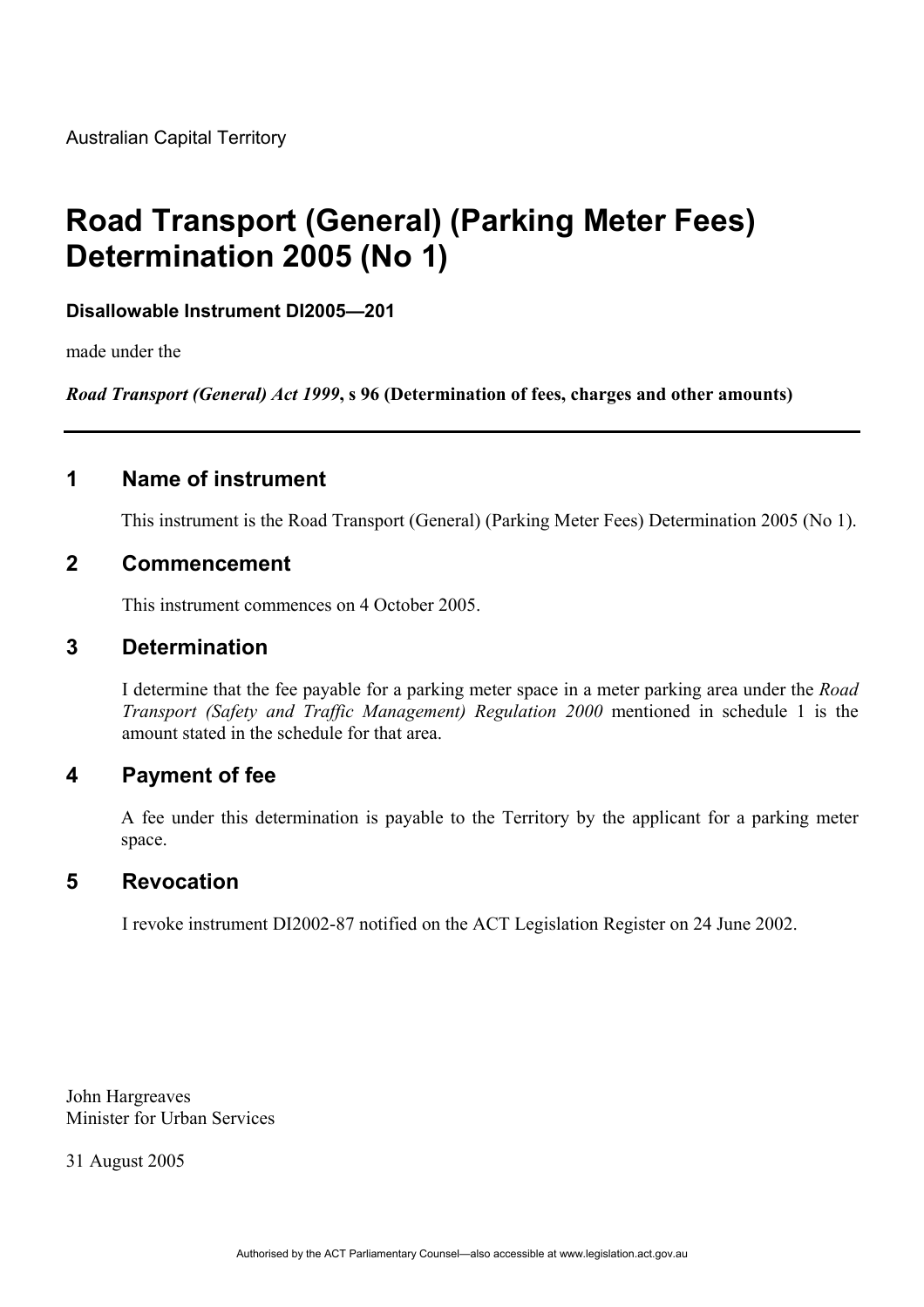Australian Capital Territory

# Road Transport (General) (Parking Meter Fees) Determination 2005 (No 1)

**Disallowable Instrument DI2005—201**

made under the

***Road Transport (General) Act 1999*, s 96 (Determination of fees, charges and other amounts)**

---

## 1 Name of instrument

This instrument is the Road Transport (General) (Parking Meter Fees) Determination 2005 (No 1).

## 2 Commencement

This instrument commences on 4 October 2005.

## 3 Determination

I determine that the fee payable for a parking meter space in a meter parking area under the *Road Transport (Safety and Traffic Management) Regulation 2000* mentioned in schedule 1 is the amount stated in the schedule for that area.

## 4 Payment of fee

A fee under this determination is payable to the Territory by the applicant for a parking meter space.

## 5 Revocation

I revoke instrument DI2002-87 notified on the ACT Legislation Register on 24 June 2002.

John Hargreaves
Minister for Urban Services

31 August 2005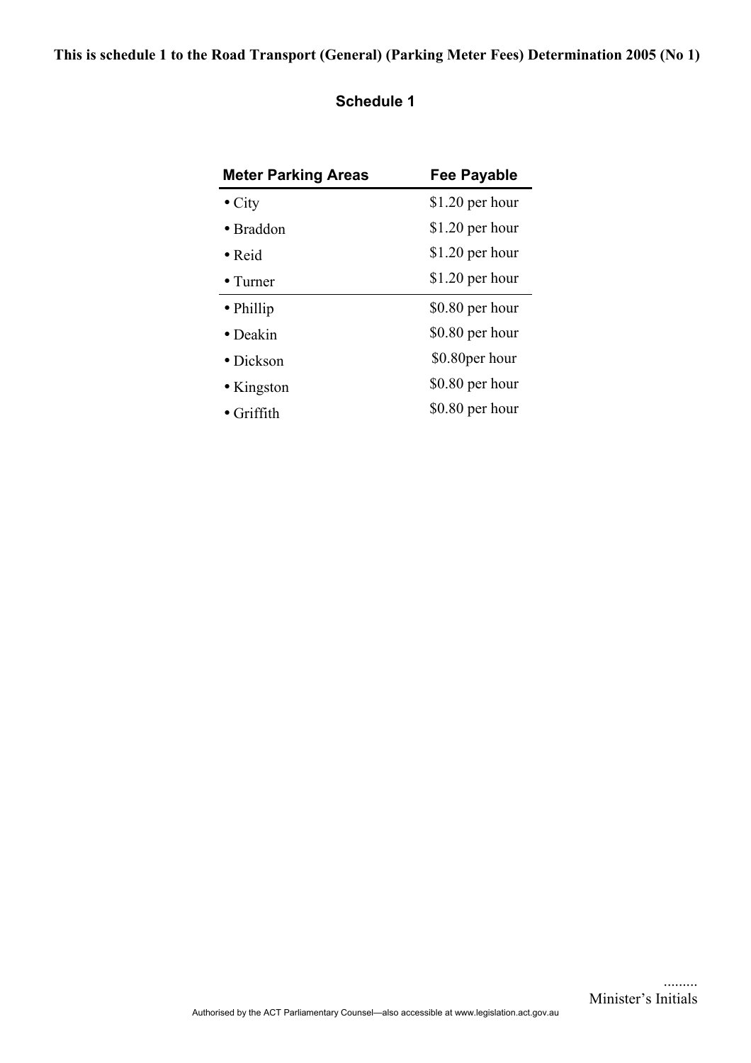**This is schedule 1 to the Road Transport (General) (Parking Meter Fees) Determination 2005 (No 1)**

## Schedule 1

| Meter Parking Areas | Fee Payable |
|---|---|
| • City | $1.20 per hour |
| • Braddon | $1.20 per hour |
| • Reid | $1.20 per hour |
| • Turner | $1.20 per hour |
| • Phillip | $0.80 per hour |
| • Deakin | $0.80 per hour |
| • Dickson | $0.80per hour |
| • Kingston | $0.80 per hour |
| • Griffith | $0.80 per hour |

.........
Minister's Initials